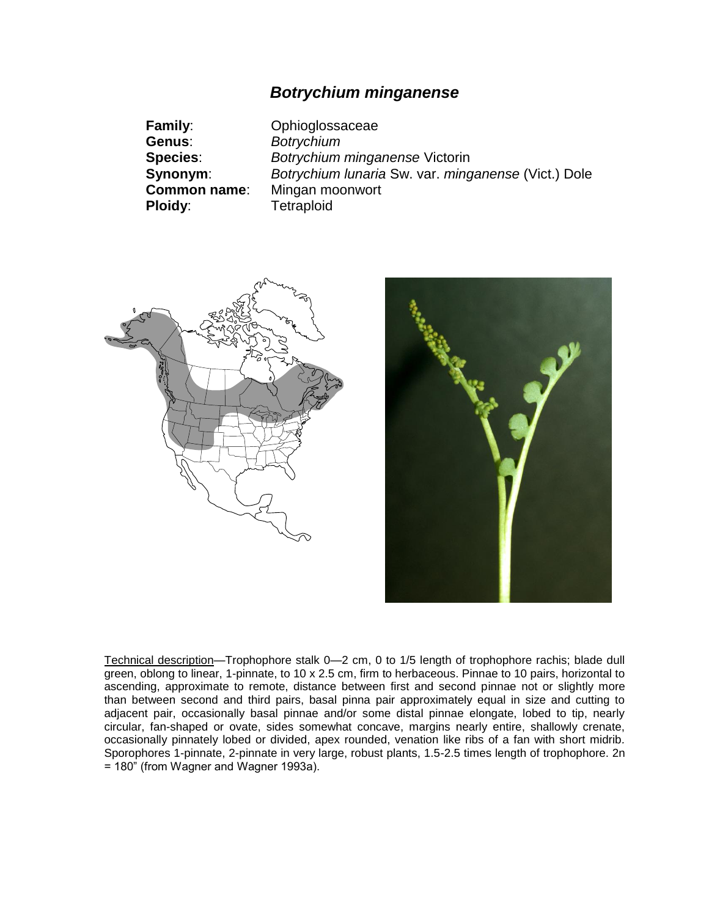# *Botrychium minganense*

| | |
|---|---|
| **Family**: | Ophioglossaceae |
| **Genus**: | *Botrychium* |
| **Species**: | *Botrychium minganense* Victorin |
| **Synonym**: | *Botrychium lunaria* Sw. var. *minganense* (Vict.) Dole |
| **Common name**: | Mingan moonwort |
| **Ploidy**: | Tetraploid |

Technical description—Trophophore stalk 0—2 cm, 0 to 1/5 length of trophophore rachis; blade dull green, oblong to linear, 1-pinnate, to 10 x 2.5 cm, firm to herbaceous. Pinnae to 10 pairs, horizontal to ascending, approximate to remote, distance between first and second pinnae not or slightly more than between second and third pairs, basal pinna pair approximately equal in size and cutting to adjacent pair, occasionally basal pinnae and/or some distal pinnae elongate, lobed to tip, nearly circular, fan-shaped or ovate, sides somewhat concave, margins nearly entire, shallowly crenate, occasionally pinnately lobed or divided, apex rounded, venation like ribs of a fan with short midrib. Sporophores 1-pinnate, 2-pinnate in very large, robust plants, 1.5-2.5 times length of trophophore. 2n = 180" (from Wagner and Wagner 1993a).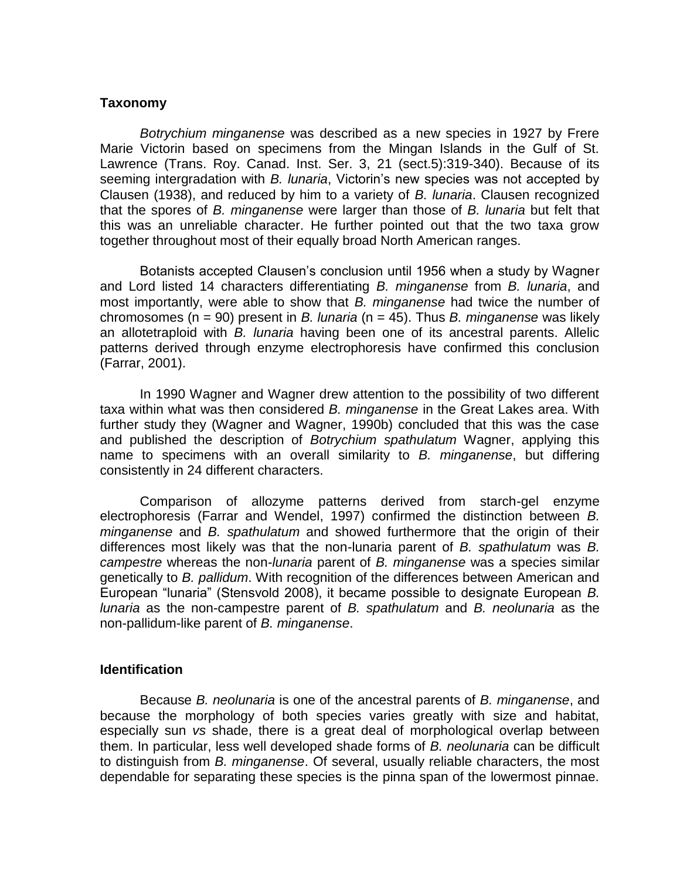## Taxonomy

*Botrychium minganense* was described as a new species in 1927 by Frere Marie Victorin based on specimens from the Mingan Islands in the Gulf of St. Lawrence (Trans. Roy. Canad. Inst. Ser. 3, 21 (sect.5):319-340). Because of its seeming intergradation with *B. lunaria*, Victorin's new species was not accepted by Clausen (1938), and reduced by him to a variety of *B. lunaria*. Clausen recognized that the spores of *B. minganense* were larger than those of *B. lunaria* but felt that this was an unreliable character. He further pointed out that the two taxa grow together throughout most of their equally broad North American ranges.

Botanists accepted Clausen's conclusion until 1956 when a study by Wagner and Lord listed 14 characters differentiating *B. minganense* from *B. lunaria*, and most importantly, were able to show that *B. minganense* had twice the number of chromosomes ($n = 90$) present in *B. lunaria* ($n = 45$). Thus *B. minganense* was likely an allotetraploid with *B. lunaria* having been one of its ancestral parents. Allelic patterns derived through enzyme electrophoresis have confirmed this conclusion (Farrar, 2001).

In 1990 Wagner and Wagner drew attention to the possibility of two different taxa within what was then considered *B. minganense* in the Great Lakes area. With further study they (Wagner and Wagner, 1990b) concluded that this was the case and published the description of *Botrychium spathulatum* Wagner, applying this name to specimens with an overall similarity to *B. minganense*, but differing consistently in 24 different characters.

Comparison of allozyme patterns derived from starch-gel enzyme electrophoresis (Farrar and Wendel, 1997) confirmed the distinction between *B. minganense* and *B. spathulatum* and showed furthermore that the origin of their differences most likely was that the non-lunaria parent of *B. spathulatum* was *B. campestre* whereas the non-*lunaria* parent of *B. minganense* was a species similar genetically to *B. pallidum*. With recognition of the differences between American and European "lunaria" (Stensvold 2008), it became possible to designate European *B. lunaria* as the non-campestre parent of *B. spathulatum* and *B. neolunaria* as the non-pallidum-like parent of *B. minganense*.

## Identification

Because *B. neolunaria* is one of the ancestral parents of *B. minganense*, and because the morphology of both species varies greatly with size and habitat, especially sun *vs* shade, there is a great deal of morphological overlap between them. In particular, less well developed shade forms of *B. neolunaria* can be difficult to distinguish from *B. minganense*. Of several, usually reliable characters, the most dependable for separating these species is the pinna span of the lowermost pinnae.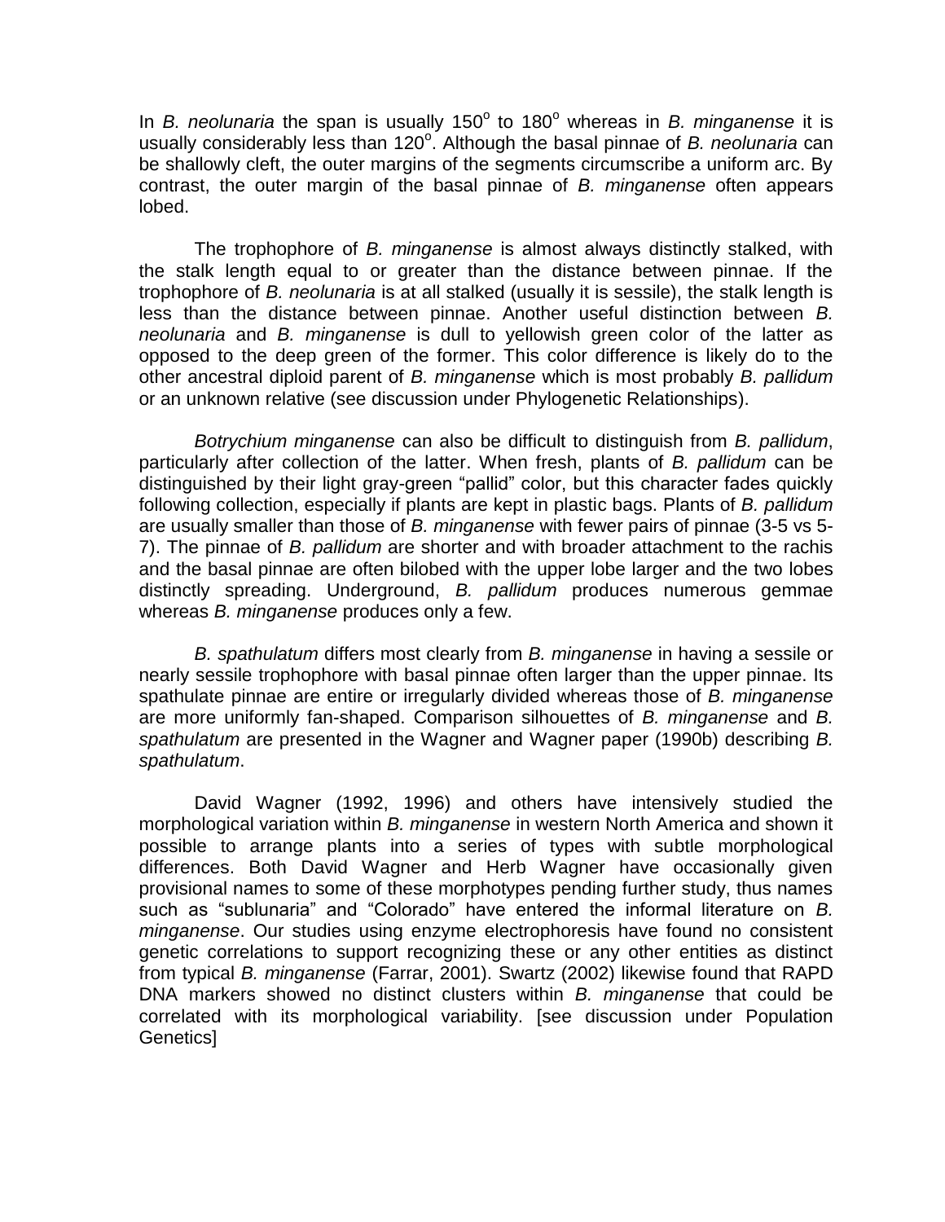In *B. neolunaria* the span is usually 150° to 180° whereas in *B. minganense* it is usually considerably less than 120°. Although the basal pinnae of *B. neolunaria* can be shallowly cleft, the outer margins of the segments circumscribe a uniform arc. By contrast, the outer margin of the basal pinnae of *B. minganense* often appears lobed.

The trophophore of *B. minganense* is almost always distinctly stalked, with the stalk length equal to or greater than the distance between pinnae. If the trophophore of *B. neolunaria* is at all stalked (usually it is sessile), the stalk length is less than the distance between pinnae. Another useful distinction between *B. neolunaria* and *B. minganense* is dull to yellowish green color of the latter as opposed to the deep green of the former. This color difference is likely do to the other ancestral diploid parent of *B. minganense* which is most probably *B. pallidum* or an unknown relative (see discussion under Phylogenetic Relationships).

*Botrychium minganense* can also be difficult to distinguish from *B. pallidum*, particularly after collection of the latter. When fresh, plants of *B. pallidum* can be distinguished by their light gray-green "pallid" color, but this character fades quickly following collection, especially if plants are kept in plastic bags. Plants of *B. pallidum* are usually smaller than those of *B. minganense* with fewer pairs of pinnae (3-5 vs 5-7). The pinnae of *B. pallidum* are shorter and with broader attachment to the rachis and the basal pinnae are often bilobed with the upper lobe larger and the two lobes distinctly spreading. Underground, *B. pallidum* produces numerous gemmae whereas *B. minganense* produces only a few.

*B. spathulatum* differs most clearly from *B. minganense* in having a sessile or nearly sessile trophophore with basal pinnae often larger than the upper pinnae. Its spathulate pinnae are entire or irregularly divided whereas those of *B. minganense* are more uniformly fan-shaped. Comparison silhouettes of *B. minganense* and *B. spathulatum* are presented in the Wagner and Wagner paper (1990b) describing *B. spathulatum*.

David Wagner (1992, 1996) and others have intensively studied the morphological variation within *B. minganense* in western North America and shown it possible to arrange plants into a series of types with subtle morphological differences. Both David Wagner and Herb Wagner have occasionally given provisional names to some of these morphotypes pending further study, thus names such as "sublunaria" and "Colorado" have entered the informal literature on *B. minganense*. Our studies using enzyme electrophoresis have found no consistent genetic correlations to support recognizing these or any other entities as distinct from typical *B. minganense* (Farrar, 2001). Swartz (2002) likewise found that RAPD DNA markers showed no distinct clusters within *B. minganense* that could be correlated with its morphological variability. [see discussion under Population Genetics]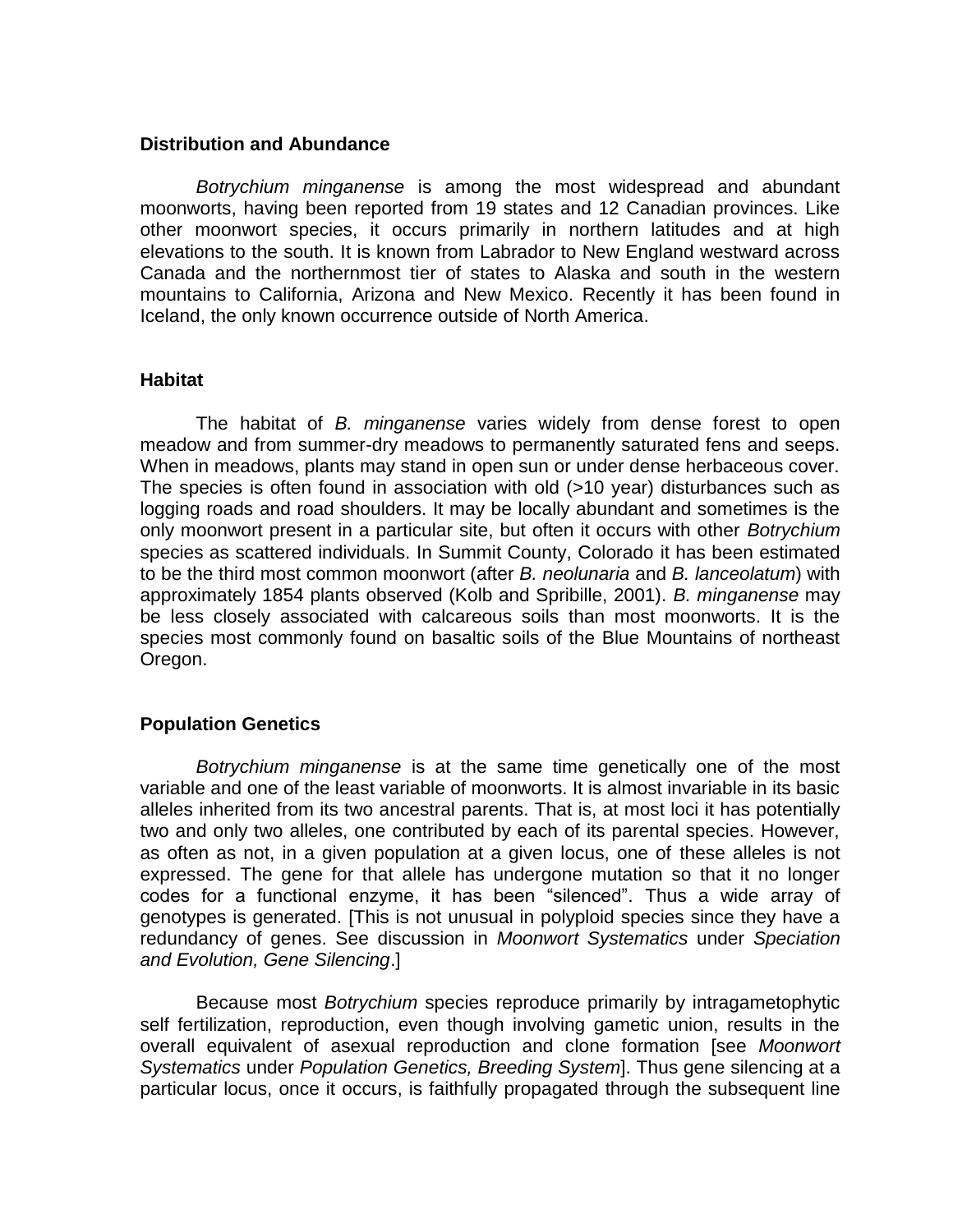### Distribution and Abundance

*Botrychium minganense* is among the most widespread and abundant moonworts, having been reported from 19 states and 12 Canadian provinces. Like other moonwort species, it occurs primarily in northern latitudes and at high elevations to the south. It is known from Labrador to New England westward across Canada and the northernmost tier of states to Alaska and south in the western mountains to California, Arizona and New Mexico. Recently it has been found in Iceland, the only known occurrence outside of North America.

### Habitat

The habitat of *B. minganense* varies widely from dense forest to open meadow and from summer-dry meadows to permanently saturated fens and seeps. When in meadows, plants may stand in open sun or under dense herbaceous cover. The species is often found in association with old (>10 year) disturbances such as logging roads and road shoulders. It may be locally abundant and sometimes is the only moonwort present in a particular site, but often it occurs with other *Botrychium* species as scattered individuals. In Summit County, Colorado it has been estimated to be the third most common moonwort (after *B. neolunaria* and *B. lanceolatum*) with approximately 1854 plants observed (Kolb and Spribille, 2001). *B. minganense* may be less closely associated with calcareous soils than most moonworts. It is the species most commonly found on basaltic soils of the Blue Mountains of northeast Oregon.

### Population Genetics

*Botrychium minganense* is at the same time genetically one of the most variable and one of the least variable of moonworts. It is almost invariable in its basic alleles inherited from its two ancestral parents. That is, at most loci it has potentially two and only two alleles, one contributed by each of its parental species. However, as often as not, in a given population at a given locus, one of these alleles is not expressed. The gene for that allele has undergone mutation so that it no longer codes for a functional enzyme, it has been "silenced". Thus a wide array of genotypes is generated. [This is not unusual in polyploid species since they have a redundancy of genes. See discussion in *Moonwort Systematics* under *Speciation and Evolution, Gene Silencing*.]

Because most *Botrychium* species reproduce primarily by intragametophytic self fertilization, reproduction, even though involving gametic union, results in the overall equivalent of asexual reproduction and clone formation [see *Moonwort Systematics* under *Population Genetics, Breeding System*]. Thus gene silencing at a particular locus, once it occurs, is faithfully propagated through the subsequent line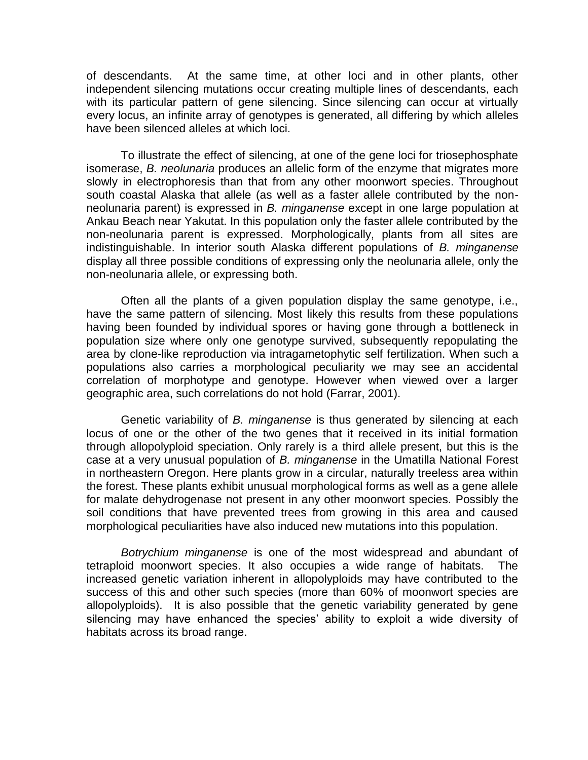of descendants. At the same time, at other loci and in other plants, other independent silencing mutations occur creating multiple lines of descendants, each with its particular pattern of gene silencing. Since silencing can occur at virtually every locus, an infinite array of genotypes is generated, all differing by which alleles have been silenced alleles at which loci.

To illustrate the effect of silencing, at one of the gene loci for triosephosphate isomerase, *B. neolunaria* produces an allelic form of the enzyme that migrates more slowly in electrophoresis than that from any other moonwort species. Throughout south coastal Alaska that allele (as well as a faster allele contributed by the non-neolunaria parent) is expressed in *B. minganense* except in one large population at Ankau Beach near Yakutat. In this population only the faster allele contributed by the non-neolunaria parent is expressed. Morphologically, plants from all sites are indistinguishable. In interior south Alaska different populations of *B. minganense* display all three possible conditions of expressing only the neolunaria allele, only the non-neolunaria allele, or expressing both.

Often all the plants of a given population display the same genotype, i.e., have the same pattern of silencing. Most likely this results from these populations having been founded by individual spores or having gone through a bottleneck in population size where only one genotype survived, subsequently repopulating the area by clone-like reproduction via intragametophytic self fertilization. When such a populations also carries a morphological peculiarity we may see an accidental correlation of morphotype and genotype. However when viewed over a larger geographic area, such correlations do not hold (Farrar, 2001).

Genetic variability of *B. minganense* is thus generated by silencing at each locus of one or the other of the two genes that it received in its initial formation through allopolyploid speciation. Only rarely is a third allele present, but this is the case at a very unusual population of *B. minganense* in the Umatilla National Forest in northeastern Oregon. Here plants grow in a circular, naturally treeless area within the forest. These plants exhibit unusual morphological forms as well as a gene allele for malate dehydrogenase not present in any other moonwort species. Possibly the soil conditions that have prevented trees from growing in this area and caused morphological peculiarities have also induced new mutations into this population.

*Botrychium minganense* is one of the most widespread and abundant of tetraploid moonwort species. It also occupies a wide range of habitats. The increased genetic variation inherent in allopolyploids may have contributed to the success of this and other such species (more than 60% of moonwort species are allopolyploids). It is also possible that the genetic variability generated by gene silencing may have enhanced the species' ability to exploit a wide diversity of habitats across its broad range.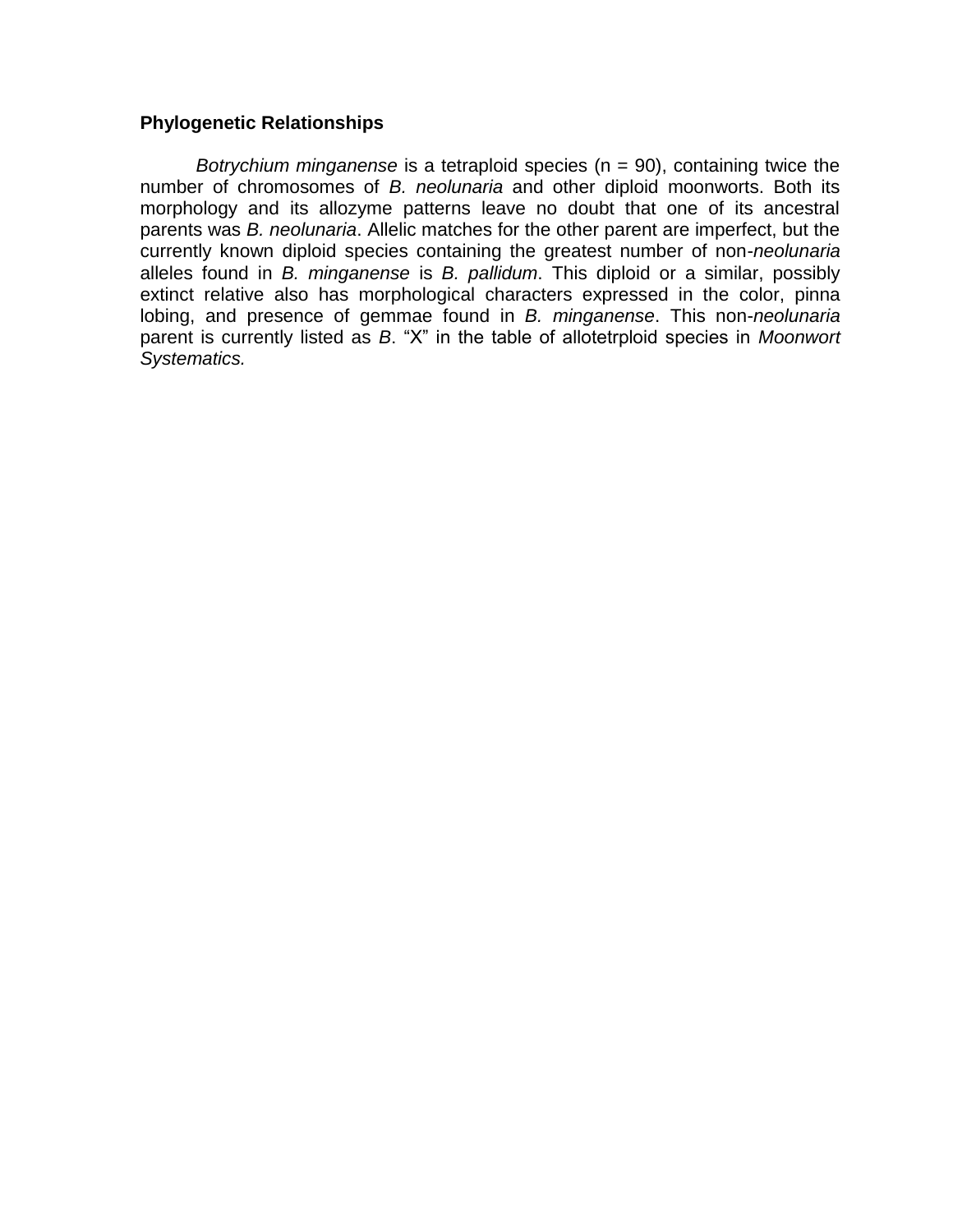## Phylogenetic Relationships

*Botrychium minganense* is a tetraploid species (n = 90), containing twice the number of chromosomes of *B. neolunaria* and other diploid moonworts. Both its morphology and its allozyme patterns leave no doubt that one of its ancestral parents was *B. neolunaria*. Allelic matches for the other parent are imperfect, but the currently known diploid species containing the greatest number of non-*neolunaria* alleles found in *B. minganense* is *B. pallidum*. This diploid or a similar, possibly extinct relative also has morphological characters expressed in the color, pinna lobing, and presence of gemmae found in *B. minganense*. This non-*neolunaria* parent is currently listed as *B*. "X" in the table of allotetrploid species in *Moonwort Systematics.*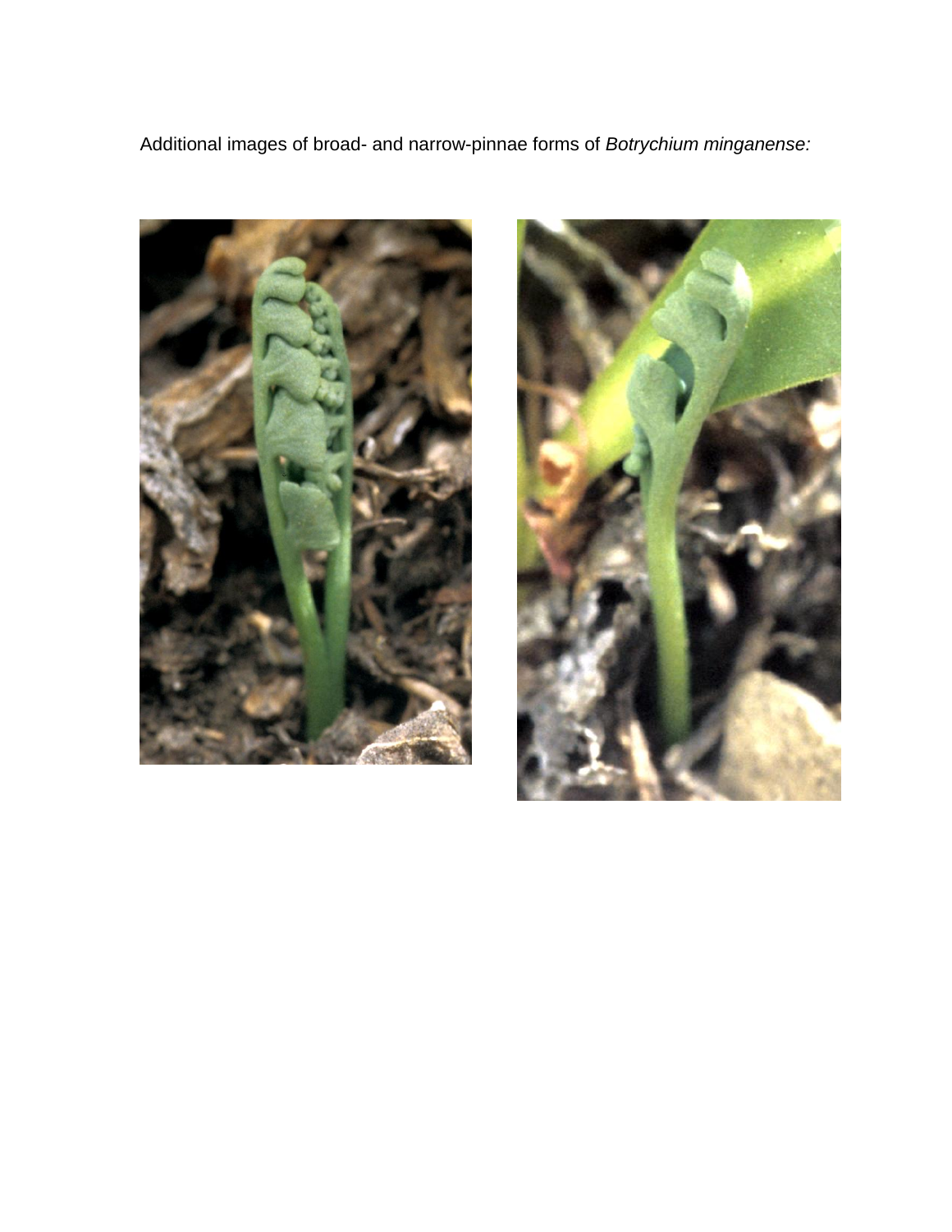Additional images of broad- and narrow-pinnae forms of *Botrychium minganense:*